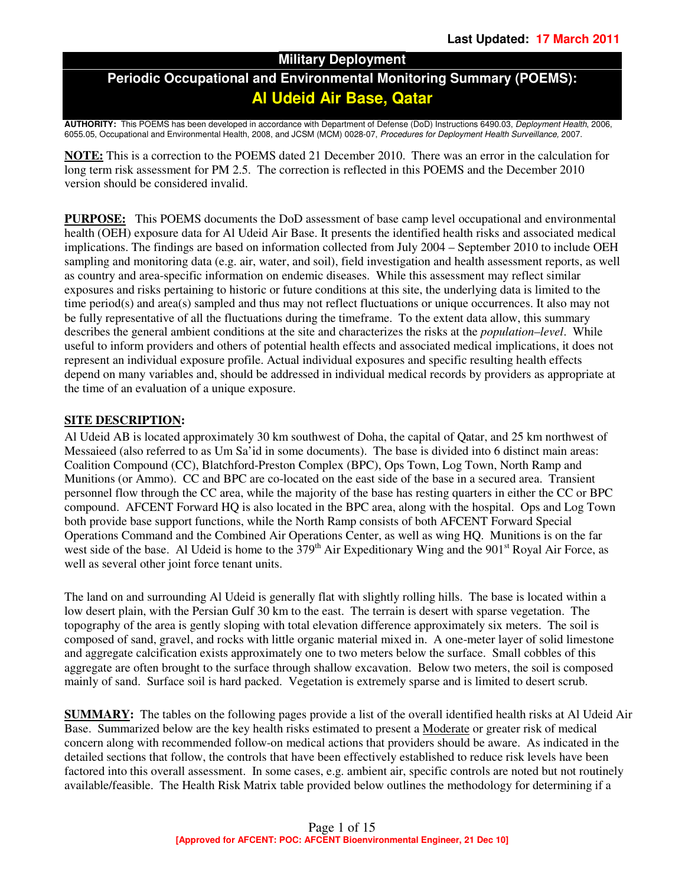**Last Updated: 17 March 2011**

# Military Deployment

## Periodic Occupational and Environmental Monitoring Summary (POEMS): Al Udeid Air Base, Qatar

**AUTHORITY:** This POEMS has been developed in accordance with Department of Defense (DoD) Instructions 6490.03, *Deployment Health*, 2006, 6055.05, Occupational and Environmental Health, 2008, and JCSM (MCM) 0028-07, *Procedures for Deployment Health Surveillance,* 2007.

**NOTE:** This is a correction to the POEMS dated 21 December 2010. There was an error in the calculation for long term risk assessment for PM 2.5. The correction is reflected in this POEMS and the December 2010 version should be considered invalid.

**PURPOSE:** This POEMS documents the DoD assessment of base camp level occupational and environmental health (OEH) exposure data for Al Udeid Air Base. It presents the identified health risks and associated medical implications. The findings are based on information collected from July 2004 – September 2010 to include OEH sampling and monitoring data (e.g. air, water, and soil), field investigation and health assessment reports, as well as country and area-specific information on endemic diseases. While this assessment may reflect similar exposures and risks pertaining to historic or future conditions at this site, the underlying data is limited to the time period(s) and area(s) sampled and thus may not reflect fluctuations or unique occurrences. It also may not be fully representative of all the fluctuations during the timeframe. To the extent data allow, this summary describes the general ambient conditions at the site and characterizes the risks at the *population–level*. While useful to inform providers and others of potential health effects and associated medical implications, it does not represent an individual exposure profile. Actual individual exposures and specific resulting health effects depend on many variables and, should be addressed in individual medical records by providers as appropriate at the time of an evaluation of a unique exposure.

**SITE DESCRIPTION:**

Al Udeid AB is located approximately 30 km southwest of Doha, the capital of Qatar, and 25 km northwest of Messaieed (also referred to as Um Sa'id in some documents). The base is divided into 6 distinct main areas: Coalition Compound (CC), Blatchford-Preston Complex (BPC), Ops Town, Log Town, North Ramp and Munitions (or Ammo). CC and BPC are co-located on the east side of the base in a secured area. Transient personnel flow through the CC area, while the majority of the base has resting quarters in either the CC or BPC compound. AFCENT Forward HQ is also located in the BPC area, along with the hospital. Ops and Log Town both provide base support functions, while the North Ramp consists of both AFCENT Forward Special Operations Command and the Combined Air Operations Center, as well as wing HQ. Munitions is on the far west side of the base. Al Udeid is home to the 379th Air Expeditionary Wing and the 901st Royal Air Force, as well as several other joint force tenant units.

The land on and surrounding Al Udeid is generally flat with slightly rolling hills. The base is located within a low desert plain, with the Persian Gulf 30 km to the east. The terrain is desert with sparse vegetation. The topography of the area is gently sloping with total elevation difference approximately six meters. The soil is composed of sand, gravel, and rocks with little organic material mixed in. A one-meter layer of solid limestone and aggregate calcification exists approximately one to two meters below the surface. Small cobbles of this aggregate are often brought to the surface through shallow excavation. Below two meters, the soil is composed mainly of sand. Surface soil is hard packed. Vegetation is extremely sparse and is limited to desert scrub.

**SUMMARY:** The tables on the following pages provide a list of the overall identified health risks at Al Udeid Air Base. Summarized below are the key health risks estimated to present a Moderate or greater risk of medical concern along with recommended follow-on medical actions that providers should be aware. As indicated in the detailed sections that follow, the controls that have been effectively established to reduce risk levels have been factored into this overall assessment. In some cases, e.g. ambient air, specific controls are noted but not routinely available/feasible. The Health Risk Matrix table provided below outlines the methodology for determining if a

**[Approved for AFCENT: POC: AFCENT Bioenvironmental Engineer, 21 Dec 10]**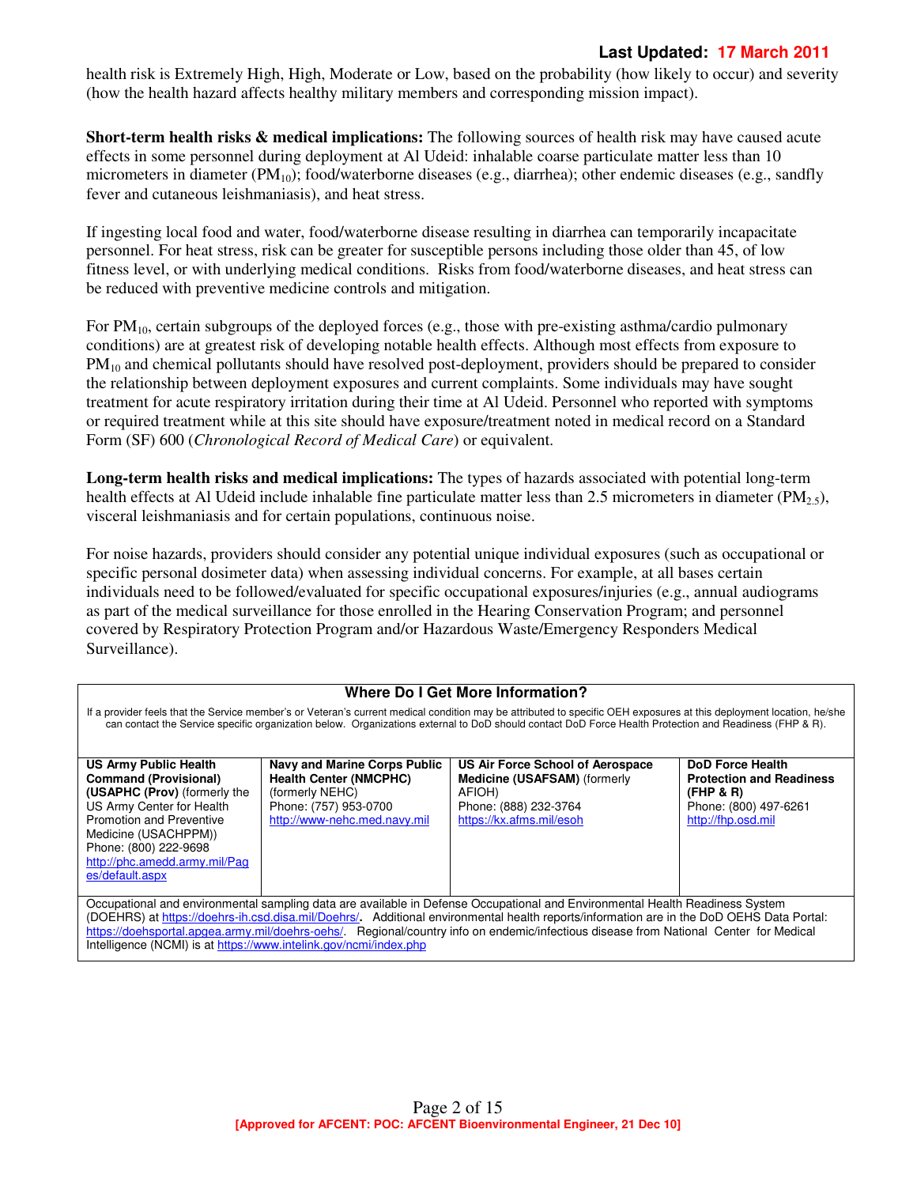health risk is Extremely High, High, Moderate or Low, based on the probability (how likely to occur) and severity (how the health hazard affects healthy military members and corresponding mission impact).

**Short-term health risks & medical implications:** The following sources of health risk may have caused acute effects in some personnel during deployment at Al Udeid: inhalable coarse particulate matter less than 10 micrometers in diameter ($PM_{10}$); food/waterborne diseases (e.g., diarrhea); other endemic diseases (e.g., sandfly fever and cutaneous leishmaniasis), and heat stress.

If ingesting local food and water, food/waterborne disease resulting in diarrhea can temporarily incapacitate personnel. For heat stress, risk can be greater for susceptible persons including those older than 45, of low fitness level, or with underlying medical conditions. Risks from food/waterborne diseases, and heat stress can be reduced with preventive medicine controls and mitigation.

For $PM_{10}$, certain subgroups of the deployed forces (e.g., those with pre-existing asthma/cardio pulmonary conditions) are at greatest risk of developing notable health effects. Although most effects from exposure to $PM_{10}$ and chemical pollutants should have resolved post-deployment, providers should be prepared to consider the relationship between deployment exposures and current complaints. Some individuals may have sought treatment for acute respiratory irritation during their time at Al Udeid. Personnel who reported with symptoms or required treatment while at this site should have exposure/treatment noted in medical record on a Standard Form (SF) 600 (*Chronological Record of Medical Care*) or equivalent.

**Long-term health risks and medical implications:** The types of hazards associated with potential long-term health effects at Al Udeid include inhalable fine particulate matter less than 2.5 micrometers in diameter ($PM_{2.5}$), visceral leishmaniasis and for certain populations, continuous noise.

For noise hazards, providers should consider any potential unique individual exposures (such as occupational or specific personal dosimeter data) when assessing individual concerns. For example, at all bases certain individuals need to be followed/evaluated for specific occupational exposures/injuries (e.g., annual audiograms as part of the medical surveillance for those enrolled in the Hearing Conservation Program; and personnel covered by Respiratory Protection Program and/or Hazardous Waste/Emergency Responders Medical Surveillance).

**Where Do I Get More Information?**

If a provider feels that the Service member's or Veteran's current medical condition may be attributed to specific OEH exposures at this deployment location, he/she can contact the Service specific organization below. Organizations external to DoD should contact DoD Force Health Protection and Readiness (FHP & R).

| **US Army Public Health Command (Provisional) (USAPHC (Prov)** (formerly the US Army Center for Health Promotion and Preventive Medicine (USACHPPM)) Phone: (800) 222-9698 http://phc.amedd.army.mil/Pages/default.aspx | **Navy and Marine Corps Public Health Center (NMCPHC)** (formerly NEHC) Phone: (757) 953-0700 http://www-nehc.med.navy.mil | **US Air Force School of Aerospace Medicine (USAFSAM)** (formerly AFIOH) Phone: (888) 232-3764 https://kx.afms.mil/esoh | **DoD Force Health Protection and Readiness (FHP & R)** Phone: (800) 497-6261 http://fhp.osd.mil |
|---|---|---|---|

Occupational and environmental sampling data are available in Defense Occupational and Environmental Health Readiness System (DOEHRS) at https://doehrs-ih.csd.disa.mil/Doehrs/. Additional environmental health reports/information are in the DoD OEHS Data Portal: https://doehsportal.apgea.army.mil/doehrs-oehs/. Regional/country info on endemic/infectious disease from National Center for Medical Intelligence (NCMI) is at https://www.intelink.gov/ncmi/index.php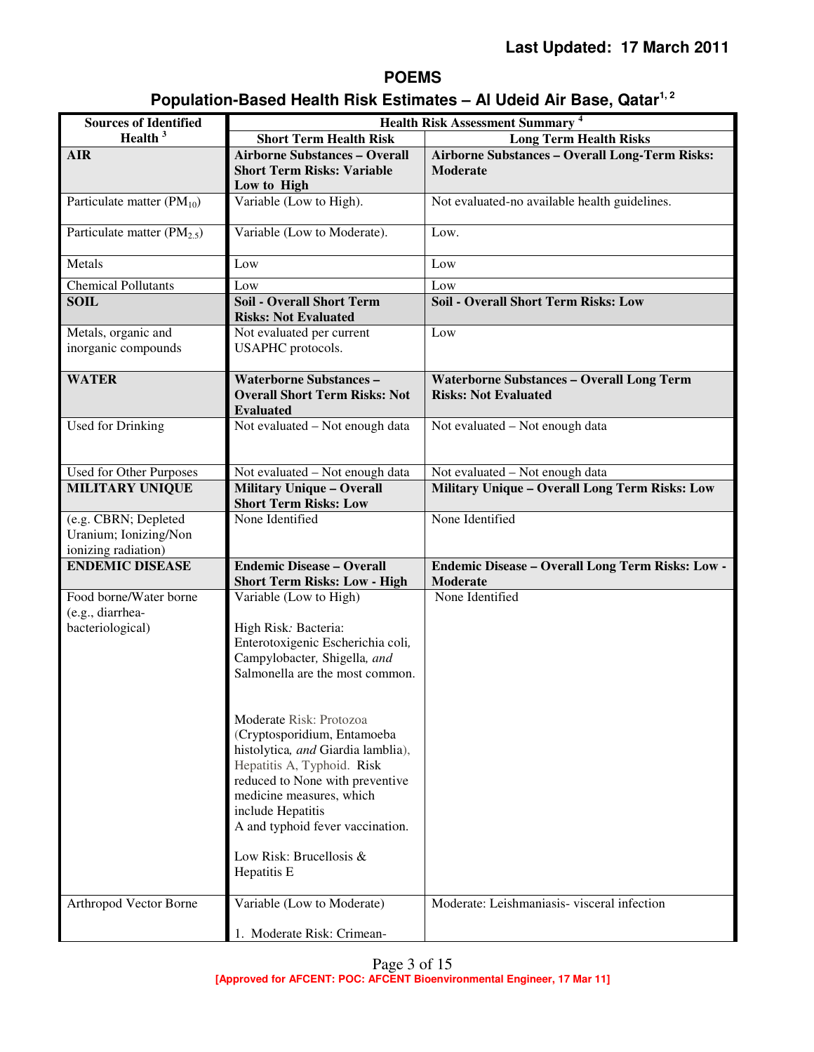**Last Updated: 17 March 2011**

# POEMS

## Population-Based Health Risk Estimates – Al Udeid Air Base, Qatar[1, 2]

| Sources of Identified Health [3] | Health Risk Assessment Summary [4] | |
|---|---|---|
| | **Short Term Health Risk** | **Long Term Health Risks** |
| **AIR** | **Airborne Substances – Overall Short Term Risks: Variable Low to High** | **Airborne Substances – Overall Long-Term Risks: Moderate** |
| Particulate matter ($PM_{10}$) | Variable (Low to High). | Not evaluated-no available health guidelines. |
| Particulate matter ($PM_{2.5}$) | Variable (Low to Moderate). | Low. |
| Metals | Low | Low |
| Chemical Pollutants | Low | Low |
| **SOIL** | **Soil - Overall Short Term Risks: Not Evaluated** | **Soil - Overall Short Term Risks: Low** |
| Metals, organic and inorganic compounds | Not evaluated per current USAPHC protocols. | Low |
| **WATER** | **Waterborne Substances – Overall Short Term Risks: Not Evaluated** | **Waterborne Substances – Overall Long Term Risks: Not Evaluated** |
| Used for Drinking | Not evaluated – Not enough data | Not evaluated – Not enough data |
| Used for Other Purposes | Not evaluated – Not enough data | Not evaluated – Not enough data |
| **MILITARY UNIQUE** | **Military Unique – Overall Short Term Risks: Low** | **Military Unique – Overall Long Term Risks: Low** |
| (e.g. CBRN; Depleted Uranium; Ionizing/Non ionizing radiation) | None Identified | None Identified |
| **ENDEMIC DISEASE** | **Endemic Disease – Overall Short Term Risks: Low - High** | **Endemic Disease – Overall Long Term Risks: Low - Moderate** |
| Food borne/Water borne (e.g., diarrhea-bacteriological) | Variable (Low to High)<br><br>High Risk*:* Bacteria: Enterotoxigenic Escherichia coli*,* Campylobacter*,* Shigella*, and* Salmonella are the most common.<br><br>Moderate Risk: Protozoa (Cryptosporidium, Entamoeba histolytica*, and* Giardia lamblia), Hepatitis A, Typhoid. Risk reduced to None with preventive medicine measures, which include Hepatitis A and typhoid fever vaccination.<br><br>Low Risk: Brucellosis & Hepatitis E | None Identified |
| Arthropod Vector Borne | Variable (Low to Moderate)<br><br>1. Moderate Risk: Crimean- | Moderate: Leishmaniasis- visceral infection |

**[Approved for AFCENT: POC: AFCENT Bioenvironmental Engineer, 17 Mar 11]**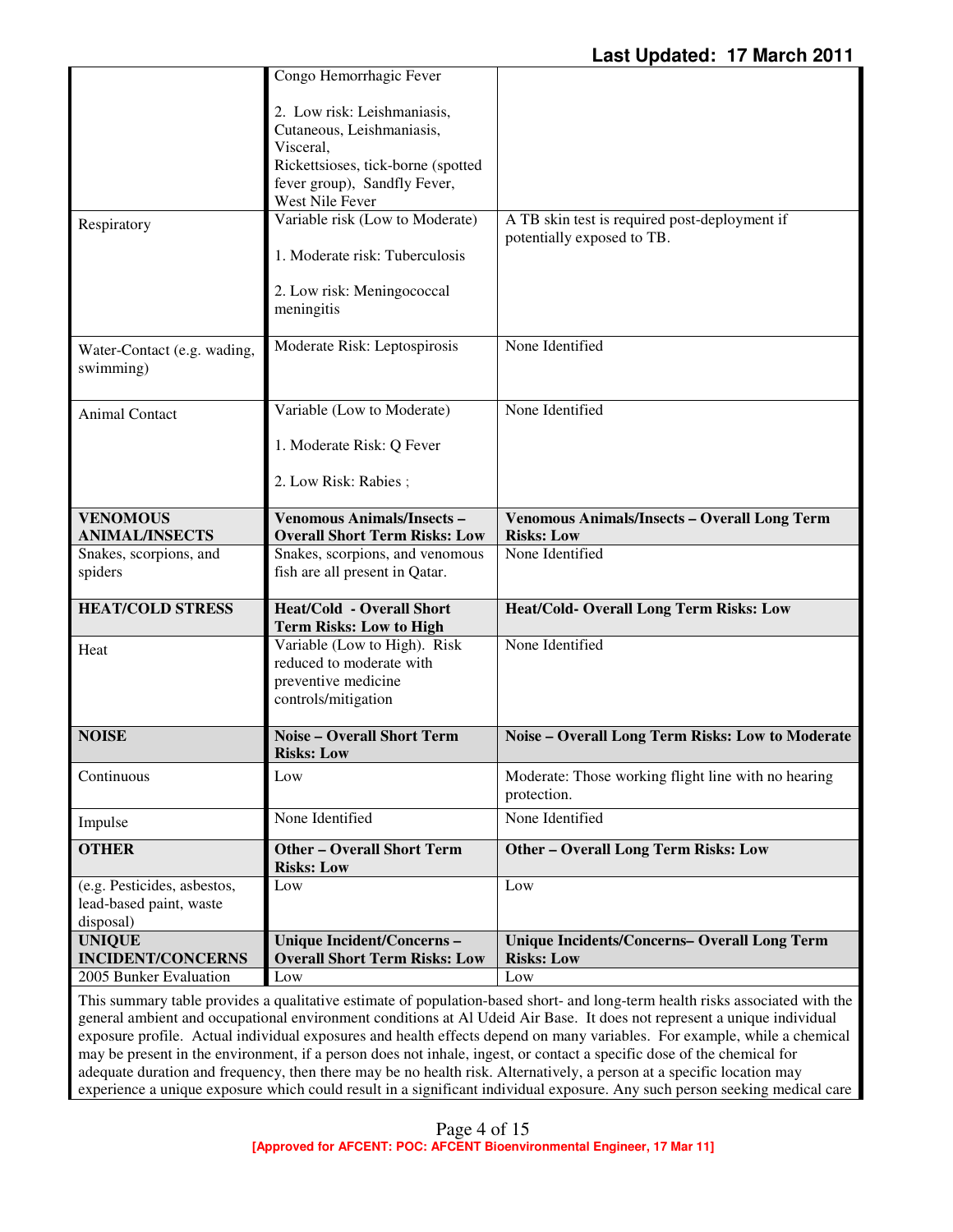| | | |
|---|---|---|
| | Congo Hemorrhagic Fever<br><br>2. Low risk: Leishmaniasis, Cutaneous, Leishmaniasis, Visceral, Rickettsioses, tick-borne (spotted fever group), Sandfly Fever, West Nile Fever | |
| Respiratory | Variable risk (Low to Moderate)<br><br>1. Moderate risk: Tuberculosis<br><br>2. Low risk: Meningococcal meningitis | A TB skin test is required post-deployment if potentially exposed to TB. |
| Water-Contact (e.g. wading, swimming) | Moderate Risk: Leptospirosis | None Identified |
| Animal Contact | Variable (Low to Moderate)<br><br>1. Moderate Risk: Q Fever<br><br>2. Low Risk: Rabies ; | None Identified |
| **VENOMOUS ANIMAL/INSECTS** | **Venomous Animals/Insects – Overall Short Term Risks: Low** | **Venomous Animals/Insects – Overall Long Term Risks: Low** |
| Snakes, scorpions, and spiders | Snakes, scorpions, and venomous fish are all present in Qatar. | None Identified |
| **HEAT/COLD STRESS** | **Heat/Cold - Overall Short Term Risks: Low to High** | **Heat/Cold- Overall Long Term Risks: Low** |
| Heat | Variable (Low to High). Risk reduced to moderate with preventive medicine controls/mitigation | None Identified |
| **NOISE** | **Noise – Overall Short Term Risks: Low** | **Noise – Overall Long Term Risks: Low to Moderate** |
| Continuous | Low | Moderate: Those working flight line with no hearing protection. |
| Impulse | None Identified | None Identified |
| **OTHER** | **Other – Overall Short Term Risks: Low** | **Other – Overall Long Term Risks: Low** |
| (e.g. Pesticides, asbestos, lead-based paint, waste disposal) | Low | Low |
| **UNIQUE INCIDENT/CONCERNS** | **Unique Incident/Concerns – Overall Short Term Risks: Low** | **Unique Incidents/Concerns– Overall Long Term Risks: Low** |
| 2005 Bunker Evaluation | Low | Low |

This summary table provides a qualitative estimate of population-based short- and long-term health risks associated with the general ambient and occupational environment conditions at Al Udeid Air Base. It does not represent a unique individual exposure profile. Actual individual exposures and health effects depend on many variables. For example, while a chemical may be present in the environment, if a person does not inhale, ingest, or contact a specific dose of the chemical for adequate duration and frequency, then there may be no health risk. Alternatively, a person at a specific location may experience a unique exposure which could result in a significant individual exposure. Any such person seeking medical care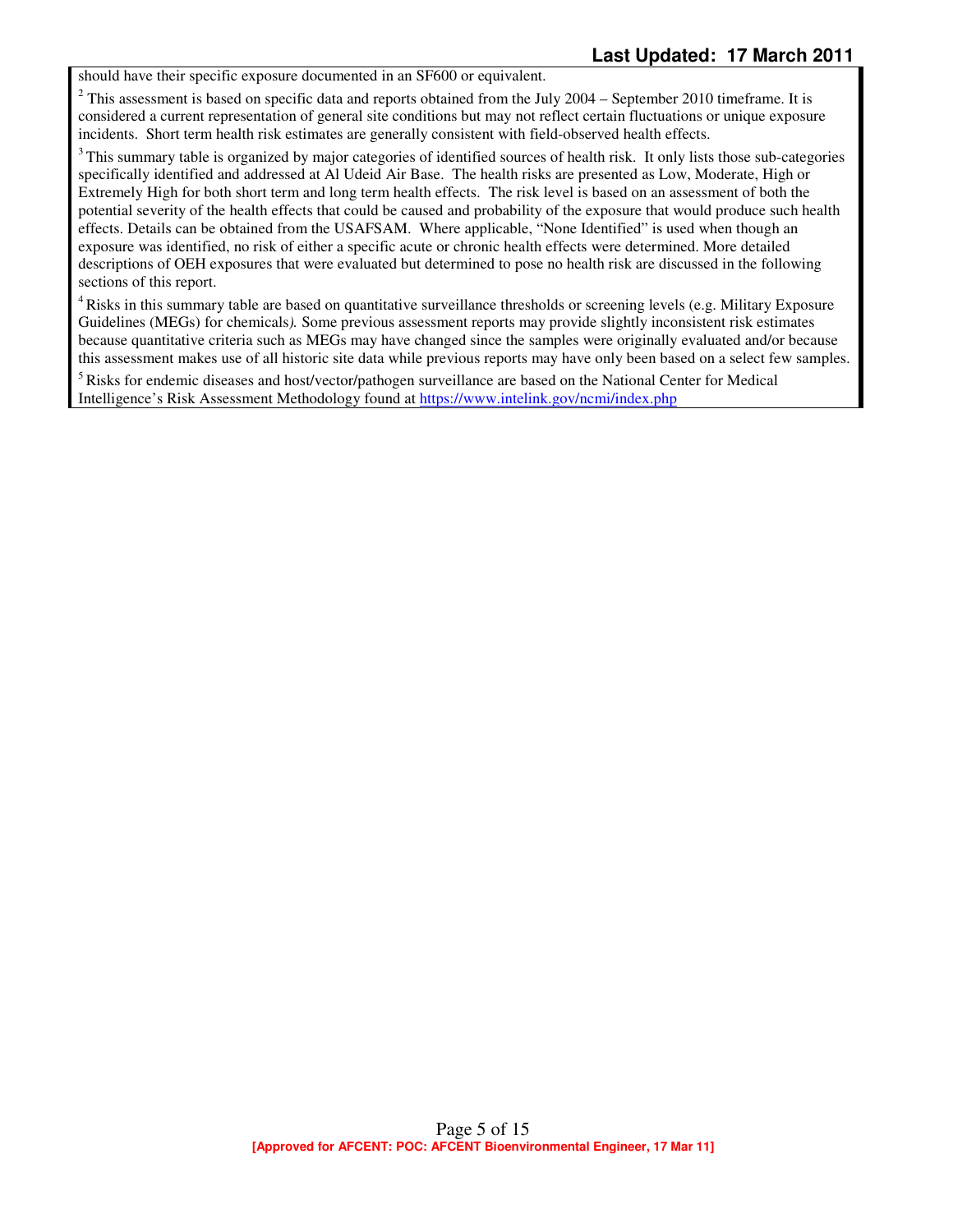should have their specific exposure documented in an SF600 or equivalent.

[2] This assessment is based on specific data and reports obtained from the July 2004 – September 2010 timeframe. It is considered a current representation of general site conditions but may not reflect certain fluctuations or unique exposure incidents. Short term health risk estimates are generally consistent with field-observed health effects.

[3] This summary table is organized by major categories of identified sources of health risk. It only lists those sub-categories specifically identified and addressed at Al Udeid Air Base. The health risks are presented as Low, Moderate, High or Extremely High for both short term and long term health effects. The risk level is based on an assessment of both the potential severity of the health effects that could be caused and probability of the exposure that would produce such health effects. Details can be obtained from the USAFSAM. Where applicable, "None Identified" is used when though an exposure was identified, no risk of either a specific acute or chronic health effects were determined. More detailed descriptions of OEH exposures that were evaluated but determined to pose no health risk are discussed in the following sections of this report.

[4] Risks in this summary table are based on quantitative surveillance thresholds or screening levels (e.g. Military Exposure Guidelines (MEGs) for chemicals*).* Some previous assessment reports may provide slightly inconsistent risk estimates because quantitative criteria such as MEGs may have changed since the samples were originally evaluated and/or because this assessment makes use of all historic site data while previous reports may have only been based on a select few samples.

[5] Risks for endemic diseases and host/vector/pathogen surveillance are based on the National Center for Medical Intelligence's Risk Assessment Methodology found at https://www.intelink.gov/ncmi/index.php

**[Approved for AFCENT: POC: AFCENT Bioenvironmental Engineer, 17 Mar 11]**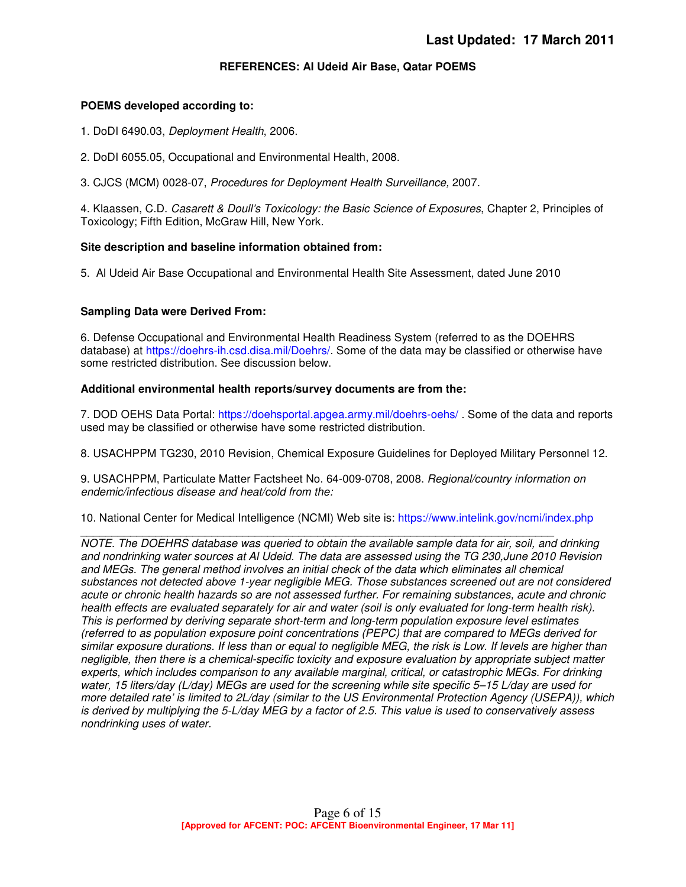**Last Updated: 17 March 2011**

## REFERENCES: Al Udeid Air Base, Qatar POEMS

**POEMS developed according to:**

1. DoDI 6490.03, *Deployment Health*, 2006.

2. DoDI 6055.05, Occupational and Environmental Health, 2008.

3. CJCS (MCM) 0028-07, *Procedures for Deployment Health Surveillance,* 2007.

4. Klaassen, C.D. *Casarett & Doull's Toxicology: the Basic Science of Exposures*, Chapter 2, Principles of Toxicology; Fifth Edition, McGraw Hill, New York.

**Site description and baseline information obtained from:**

5. Al Udeid Air Base Occupational and Environmental Health Site Assessment, dated June 2010

**Sampling Data were Derived From:**

6. Defense Occupational and Environmental Health Readiness System (referred to as the DOEHRS database) at https://doehrs-ih.csd.disa.mil/Doehrs/. Some of the data may be classified or otherwise have some restricted distribution. See discussion below.

**Additional environmental health reports/survey documents are from the:**

7. DOD OEHS Data Portal: https://doehsportal.apgea.army.mil/doehrs-oehs/ . Some of the data and reports used may be classified or otherwise have some restricted distribution.

8. USACHPPM TG230, 2010 Revision, Chemical Exposure Guidelines for Deployed Military Personnel 12.

9. USACHPPM, Particulate Matter Factsheet No. 64-009-0708, 2008. *Regional/country information on endemic/infectious disease and heat/cold from the:*

10. National Center for Medical Intelligence (NCMI) Web site is: https://www.intelink.gov/ncmi/index.php

---

*NOTE. The DOEHRS database was queried to obtain the available sample data for air, soil, and drinking and nondrinking water sources at Al Udeid. The data are assessed using the TG 230,June 2010 Revision and MEGs. The general method involves an initial check of the data which eliminates all chemical substances not detected above 1-year negligible MEG. Those substances screened out are not considered acute or chronic health hazards so are not assessed further. For remaining substances, acute and chronic health effects are evaluated separately for air and water (soil is only evaluated for long-term health risk). This is performed by deriving separate short-term and long-term population exposure level estimates (referred to as population exposure point concentrations (PEPC) that are compared to MEGs derived for similar exposure durations. If less than or equal to negligible MEG, the risk is Low. If levels are higher than negligible, then there is a chemical-specific toxicity and exposure evaluation by appropriate subject matter experts, which includes comparison to any available marginal, critical, or catastrophic MEGs. For drinking water, 15 liters/day (L/day) MEGs are used for the screening while site specific 5–15 L/day are used for more detailed rate' is limited to 2L/day (similar to the US Environmental Protection Agency (USEPA)), which is derived by multiplying the 5-L/day MEG by a factor of 2.5. This value is used to conservatively assess nondrinking uses of water.*

[Approved for AFCENT: POC: AFCENT Bioenvironmental Engineer, 17 Mar 11]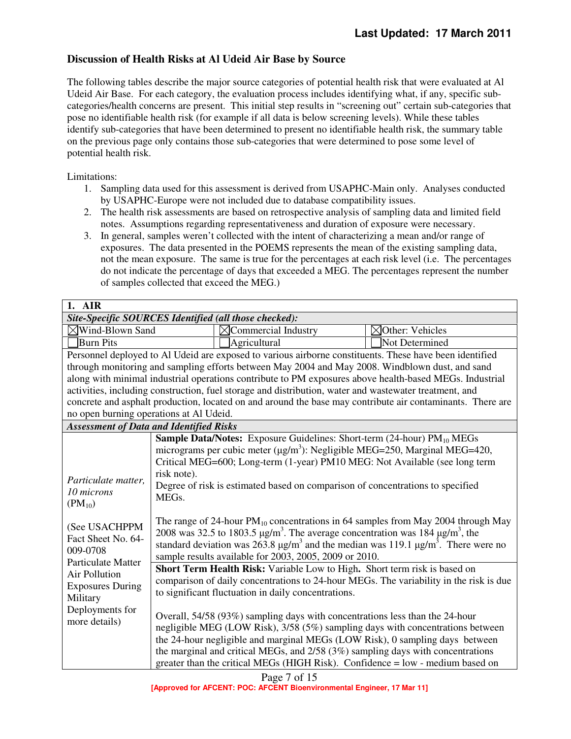## Discussion of Health Risks at Al Udeid Air Base by Source

The following tables describe the major source categories of potential health risk that were evaluated at Al Udeid Air Base. For each category, the evaluation process includes identifying what, if any, specific sub-categories/health concerns are present. This initial step results in "screening out" certain sub-categories that pose no identifiable health risk (for example if all data is below screening levels). While these tables identify sub-categories that have been determined to present no identifiable health risk, the summary table on the previous page only contains those sub-categories that were determined to pose some level of potential health risk.

Limitations:

1. Sampling data used for this assessment is derived from USAPHC-Main only. Analyses conducted by USAPHC-Europe were not included due to database compatibility issues.
2. The health risk assessments are based on retrospective analysis of sampling data and limited field notes. Assumptions regarding representativeness and duration of exposure were necessary.
3. In general, samples weren't collected with the intent of characterizing a mean and/or range of exposures. The data presented in the POEMS represents the mean of the existing sampling data, not the mean exposure. The same is true for the percentages at each risk level (i.e. The percentages do not indicate the percentage of days that exceeded a MEG. The percentages represent the number of samples collected that exceed the MEG.)

| **1. AIR** | | |
|---|---|---|
| ***Site-Specific SOURCES Identified (all those checked):*** | | |
| ☒Wind-Blown Sand | ☒Commercial Industry | ☒Other: Vehicles |
| ☐Burn Pits | ☐Agricultural | ☐Not Determined |
| Personnel deployed to Al Udeid are exposed to various airborne constituents. These have been identified through monitoring and sampling efforts between May 2004 and May 2008. Windblown dust, and sand along with minimal industrial operations contribute to PM exposures above health-based MEGs. Industrial activities, including construction, fuel storage and distribution, water and wastewater treatment, and concrete and asphalt production, located on and around the base may contribute air contaminants. There are no open burning operations at Al Udeid. | | |
| ***Assessment of Data and Identified Risks*** | | |
| *Particulate matter, 10 microns* ($PM_{10}$)<br><br>(See USACHPPM Fact Sheet No. 64-009-0708 Particulate Matter Air Pollution Exposures During Military Deployments for more details) | **Sample Data/Notes:** Exposure Guidelines: Short-term (24-hour) $PM_{10}$ MEGs micrograms per cubic meter (μg/m$^3$): Negligible MEG=250, Marginal MEG=420, Critical MEG=600; Long-term (1-year) PM10 MEG: Not Available (see long term risk note).<br>Degree of risk is estimated based on comparison of concentrations to specified MEGs.<br><br>The range of 24-hour $PM_{10}$ concentrations in 64 samples from May 2004 through May 2008 was 32.5 to 1803.5 μg/m$^3$. The average concentration was 184 μg/m$^3$, the standard deviation was 263.8 μg/m$^3$ and the median was 119.1 μg/m$^3$. There were no sample results available for 2003, 2005, 2009 or 2010. | |
| | **Short Term Health Risk:** Variable Low to High**.** Short term risk is based on comparison of daily concentrations to 24-hour MEGs. The variability in the risk is due to significant fluctuation in daily concentrations.<br><br>Overall, 54/58 (93%) sampling days with concentrations less than the 24-hour negligible MEG (LOW Risk), 3/58 (5%) sampling days with concentrations between the 24-hour negligible and marginal MEGs (LOW Risk), 0 sampling days between the marginal and critical MEGs, and 2/58 (3%) sampling days with concentrations greater than the critical MEGs (HIGH Risk). Confidence = low - medium based on | |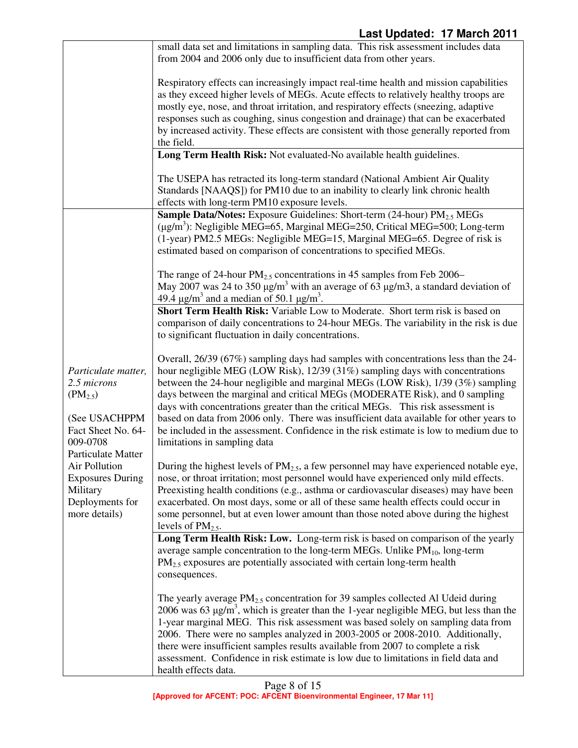| | |
|---|---|
| | small data set and limitations in sampling data. This risk assessment includes data from 2004 and 2006 only due to insufficient data from other years.<br><br>Respiratory effects can increasingly impact real-time health and mission capabilities as they exceed higher levels of MEGs. Acute effects to relatively healthy troops are mostly eye, nose, and throat irritation, and respiratory effects (sneezing, adaptive responses such as coughing, sinus congestion and drainage) that can be exacerbated by increased activity. These effects are consistent with those generally reported from the field. |
| | **Long Term Health Risk:** Not evaluated-No available health guidelines.<br><br>The USEPA has retracted its long-term standard (National Ambient Air Quality Standards [NAAQS]) for PM10 due to an inability to clearly link chronic health effects with long-term PM10 exposure levels. |
| *Particulate matter, 2.5 microns* ($PM_{2.5}$)<br><br>(See USACHPPM Fact Sheet No. 64-009-0708 Particulate Matter Air Pollution Exposures During Military Deployments for more details) | **Sample Data/Notes:** Exposure Guidelines: Short-term (24-hour) $PM_{2.5}$ MEGs (μg/m$^3$): Negligible MEG=65, Marginal MEG=250, Critical MEG=500; Long-term (1-year) PM2.5 MEGs: Negligible MEG=15, Marginal MEG=65. Degree of risk is estimated based on comparison of concentrations to specified MEGs.<br><br>The range of 24-hour $PM_{2.5}$ concentrations in 45 samples from Feb 2006–May 2007 was 24 to 350 μg/m$^3$ with an average of 63 μg/m3, a standard deviation of 49.4 μg/m$^3$ and a median of 50.1 μg/m$^3$. |
| | **Short Term Health Risk:** Variable Low to Moderate. Short term risk is based on comparison of daily concentrations to 24-hour MEGs. The variability in the risk is due to significant fluctuation in daily concentrations.<br><br>Overall, 26/39 (67%) sampling days had samples with concentrations less than the 24-hour negligible MEG (LOW Risk), 12/39 (31%) sampling days with concentrations between the 24-hour negligible and marginal MEGs (LOW Risk), 1/39 (3%) sampling days between the marginal and critical MEGs (MODERATE Risk), and 0 sampling days with concentrations greater than the critical MEGs. This risk assessment is based on data from 2006 only. There was insufficient data available for other years to be included in the assessment. Confidence in the risk estimate is low to medium due to limitations in sampling data<br><br>During the highest levels of $PM_{2.5}$, a few personnel may have experienced notable eye, nose, or throat irritation; most personnel would have experienced only mild effects. Preexisting health conditions (e.g., asthma or cardiovascular diseases) may have been exacerbated. On most days, some or all of these same health effects could occur in some personnel, but at even lower amount than those noted above during the highest levels of $PM_{2.5}$. |
| | **Long Term Health Risk: Low.** Long-term risk is based on comparison of the yearly average sample concentration to the long-term MEGs. Unlike $PM_{10}$, long-term $PM_{2.5}$ exposures are potentially associated with certain long-term health consequences.<br><br>The yearly average $PM_{2.5}$ concentration for 39 samples collected Al Udeid during 2006 was 63 μg/m$^3$, which is greater than the 1-year negligible MEG, but less than the 1-year marginal MEG. This risk assessment was based solely on sampling data from 2006. There were no samples analyzed in 2003-2005 or 2008-2010. Additionally, there were insufficient samples results available from 2007 to complete a risk assessment. Confidence in risk estimate is low due to limitations in field data and health effects data. |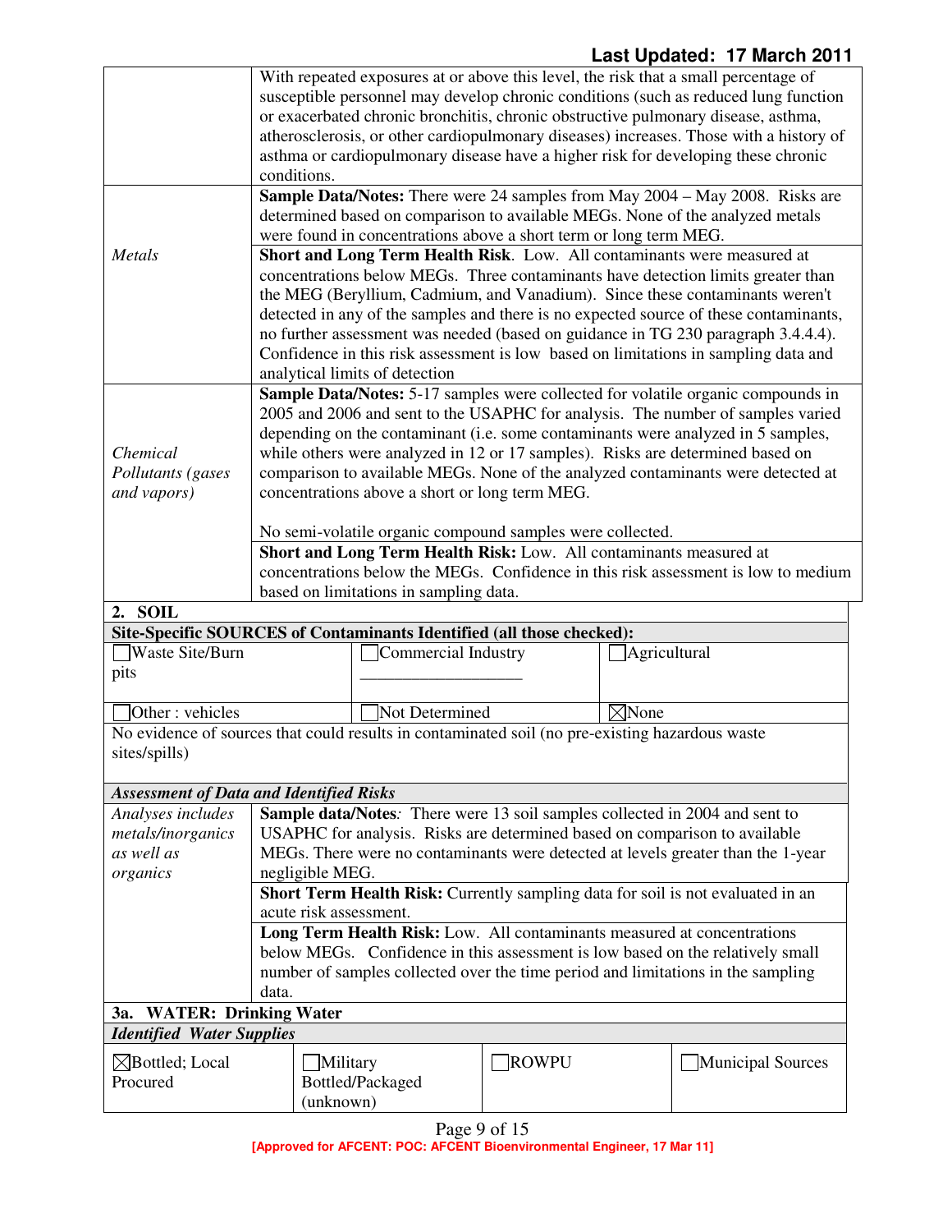| | |
|---|---|
| | With repeated exposures at or above this level, the risk that a small percentage of susceptible personnel may develop chronic conditions (such as reduced lung function or exacerbated chronic bronchitis, chronic obstructive pulmonary disease, asthma, atherosclerosis, or other cardiopulmonary diseases) increases. Those with a history of asthma or cardiopulmonary disease have a higher risk for developing these chronic conditions. |
| *Metals* | **Sample Data/Notes:** There were 24 samples from May 2004 – May 2008. Risks are determined based on comparison to available MEGs. None of the analyzed metals were found in concentrations above a short term or long term MEG. |
| | **Short and Long Term Health Risk**. Low. All contaminants were measured at concentrations below MEGs. Three contaminants have detection limits greater than the MEG (Beryllium, Cadmium, and Vanadium). Since these contaminants weren't detected in any of the samples and there is no expected source of these contaminants, no further assessment was needed (based on guidance in TG 230 paragraph 3.4.4.4). Confidence in this risk assessment is low based on limitations in sampling data and analytical limits of detection |
| *Chemical Pollutants (gases and vapors)* | **Sample Data/Notes:** 5-17 samples were collected for volatile organic compounds in 2005 and 2006 and sent to the USAPHC for analysis. The number of samples varied depending on the contaminant (i.e. some contaminants were analyzed in 5 samples, while others were analyzed in 12 or 17 samples). Risks are determined based on comparison to available MEGs. None of the analyzed contaminants were detected at concentrations above a short or long term MEG.<br><br>No semi-volatile organic compound samples were collected. |
| | **Short and Long Term Health Risk:** Low. All contaminants measured at concentrations below the MEGs. Confidence in this risk assessment is low to medium based on limitations in sampling data. |

**2. SOIL**

**Site-Specific SOURCES of Contaminants Identified (all those checked):**

| | | |
|---|---|---|
| ☐ Waste Site/Burn pits | ☐ Commercial Industry ___________________ | ☐ Agricultural |
| ☐ Other : vehicles | ☐ Not Determined | ☒ None |

No evidence of sources that could results in contaminated soil (no pre-existing hazardous waste sites/spills)

***Assessment of Data and Identified Risks***

| | |
|---|---|
| *Analyses includes metals/inorganics as well as organics* | **Sample data/Notes***:* There were 13 soil samples collected in 2004 and sent to USAPHC for analysis. Risks are determined based on comparison to available MEGs. There were no contaminants were detected at levels greater than the 1-year negligible MEG. |
| | **Short Term Health Risk:** Currently sampling data for soil is not evaluated in an acute risk assessment. |
| | **Long Term Health Risk:** Low. All contaminants measured at concentrations below MEGs. Confidence in this assessment is low based on the relatively small number of samples collected over the time period and limitations in the sampling data. |

**3a. WATER: Drinking Water**

***Identified Water Supplies***

| | | | |
|---|---|---|---|
| ☒ Bottled; Local Procured | ☐ Military Bottled/Packaged (unknown) | ☐ ROWPU | ☐ Municipal Sources |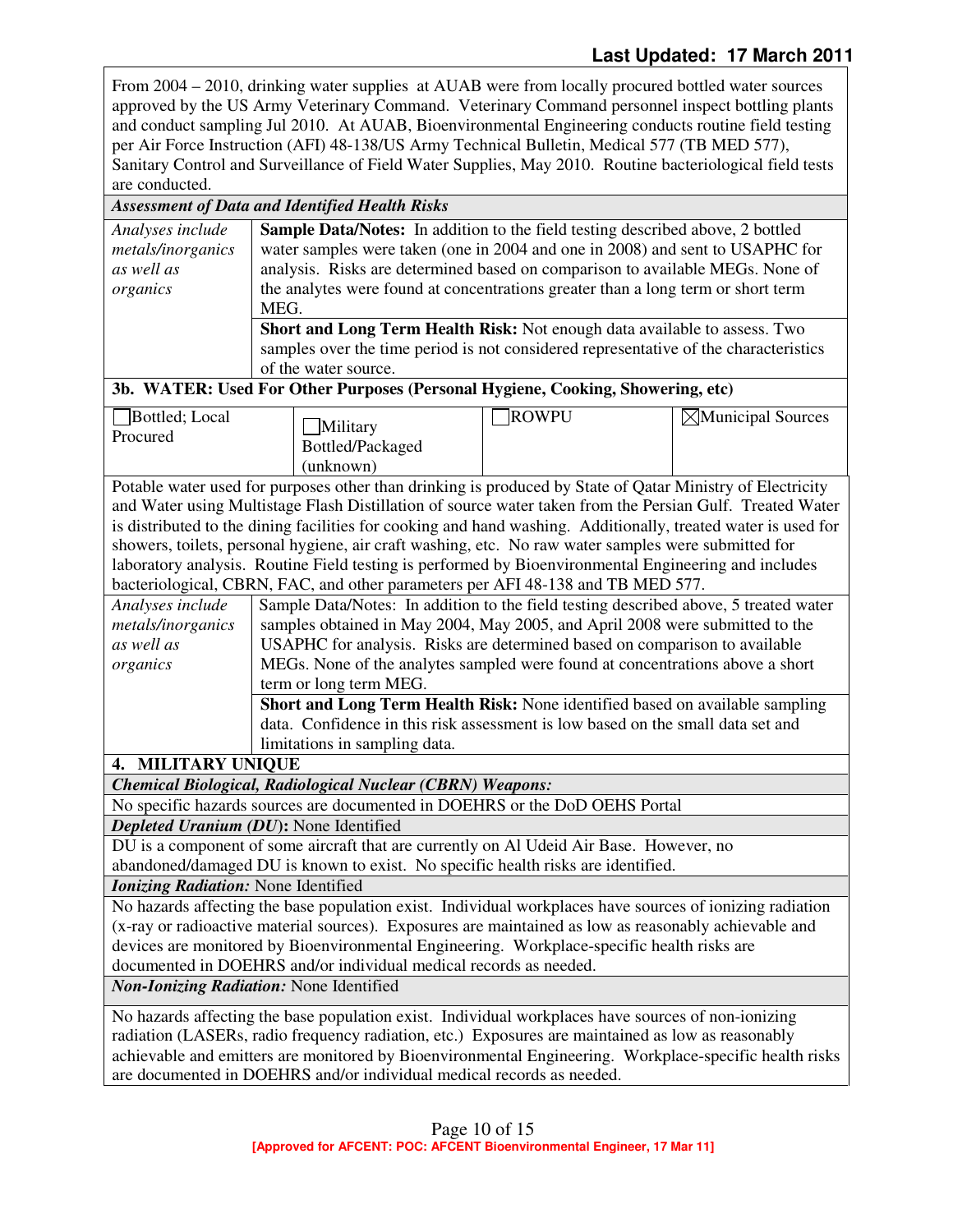From 2004 – 2010, drinking water supplies at AUAB were from locally procured bottled water sources approved by the US Army Veterinary Command. Veterinary Command personnel inspect bottling plants and conduct sampling Jul 2010. At AUAB, Bioenvironmental Engineering conducts routine field testing per Air Force Instruction (AFI) 48-138/US Army Technical Bulletin, Medical 577 (TB MED 577), Sanitary Control and Surveillance of Field Water Supplies, May 2010. Routine bacteriological field tests are conducted.

***Assessment of Data and Identified Health Risks***

| | |
|---|---|
| *Analyses include metals/inorganics as well as organics* | **Sample Data/Notes:** In addition to the field testing described above, 2 bottled water samples were taken (one in 2004 and one in 2008) and sent to USAPHC for analysis. Risks are determined based on comparison to available MEGs. None of the analytes were found at concentrations greater than a long term or short term MEG. |
| | **Short and Long Term Health Risk:** Not enough data available to assess. Two samples over the time period is not considered representative of the characteristics of the water source. |

**3b. WATER: Used For Other Purposes (Personal Hygiene, Cooking, Showering, etc)**

| | | | |
|---|---|---|---|
| ☐ Bottled; Local Procured | ☐ Military Bottled/Packaged (unknown) | ☐ ROWPU | ☒ Municipal Sources |

Potable water used for purposes other than drinking is produced by State of Qatar Ministry of Electricity and Water using Multistage Flash Distillation of source water taken from the Persian Gulf. Treated Water is distributed to the dining facilities for cooking and hand washing. Additionally, treated water is used for showers, toilets, personal hygiene, air craft washing, etc. No raw water samples were submitted for laboratory analysis. Routine Field testing is performed by Bioenvironmental Engineering and includes bacteriological, CBRN, FAC, and other parameters per AFI 48-138 and TB MED 577.

| | |
|---|---|
| *Analyses include metals/inorganics as well as organics* | Sample Data/Notes: In addition to the field testing described above, 5 treated water samples obtained in May 2004, May 2005, and April 2008 were submitted to the USAPHC for analysis. Risks are determined based on comparison to available MEGs. None of the analytes sampled were found at concentrations above a short term or long term MEG. |
| | **Short and Long Term Health Risk:** None identified based on available sampling data. Confidence in this risk assessment is low based on the small data set and limitations in sampling data. |

**4. MILITARY UNIQUE**

***Chemical Biological, Radiological Nuclear (CBRN) Weapons:***

No specific hazards sources are documented in DOEHRS or the DoD OEHS Portal

***Depleted Uranium (DU*)**: None Identified

DU is a component of some aircraft that are currently on Al Udeid Air Base. However, no abandoned/damaged DU is known to exist. No specific health risks are identified.

***Ionizing Radiation:*** None Identified

No hazards affecting the base population exist. Individual workplaces have sources of ionizing radiation (x-ray or radioactive material sources). Exposures are maintained as low as reasonably achievable and devices are monitored by Bioenvironmental Engineering. Workplace-specific health risks are documented in DOEHRS and/or individual medical records as needed.

***Non-Ionizing Radiation:*** None Identified

No hazards affecting the base population exist. Individual workplaces have sources of non-ionizing radiation (LASERs, radio frequency radiation, etc.) Exposures are maintained as low as reasonably achievable and emitters are monitored by Bioenvironmental Engineering. Workplace-specific health risks are documented in DOEHRS and/or individual medical records as needed.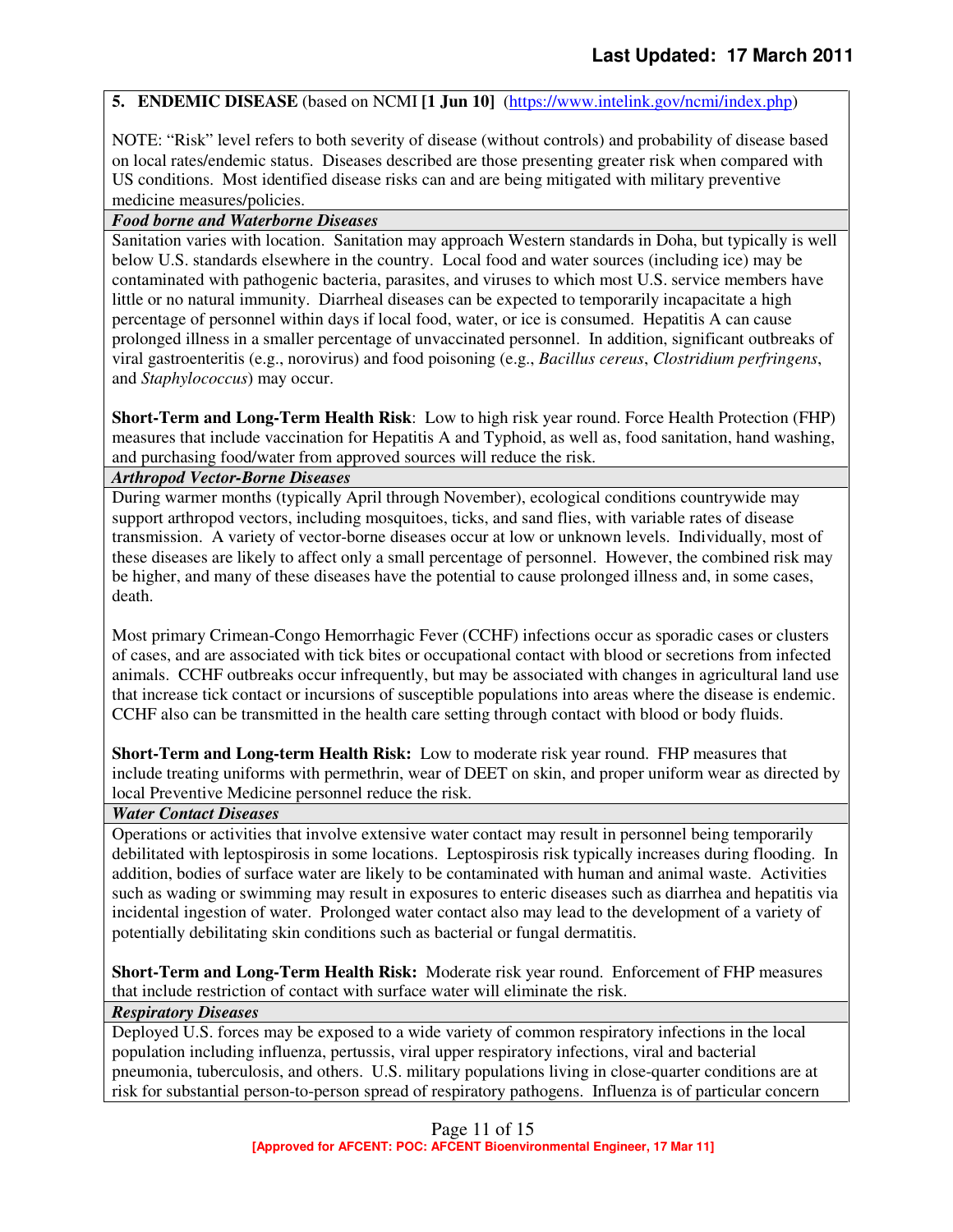**5. ENDEMIC DISEASE** (based on NCMI **[1 Jun 10]** (https://www.intelink.gov/ncmi/index.php)

NOTE: "Risk" level refers to both severity of disease (without controls) and probability of disease based on local rates/endemic status. Diseases described are those presenting greater risk when compared with US conditions. Most identified disease risks can and are being mitigated with military preventive medicine measures/policies.

***Food borne and Waterborne Diseases***

Sanitation varies with location. Sanitation may approach Western standards in Doha, but typically is well below U.S. standards elsewhere in the country. Local food and water sources (including ice) may be contaminated with pathogenic bacteria, parasites, and viruses to which most U.S. service members have little or no natural immunity. Diarrheal diseases can be expected to temporarily incapacitate a high percentage of personnel within days if local food, water, or ice is consumed. Hepatitis A can cause prolonged illness in a smaller percentage of unvaccinated personnel. In addition, significant outbreaks of viral gastroenteritis (e.g., norovirus) and food poisoning (e.g., *Bacillus cereus*, *Clostridium perfringens*, and *Staphylococcus*) may occur.

**Short-Term and Long-Term Health Risk**: Low to high risk year round. Force Health Protection (FHP) measures that include vaccination for Hepatitis A and Typhoid, as well as, food sanitation, hand washing, and purchasing food/water from approved sources will reduce the risk.

***Arthropod Vector-Borne Diseases***

During warmer months (typically April through November), ecological conditions countrywide may support arthropod vectors, including mosquitoes, ticks, and sand flies, with variable rates of disease transmission. A variety of vector-borne diseases occur at low or unknown levels. Individually, most of these diseases are likely to affect only a small percentage of personnel. However, the combined risk may be higher, and many of these diseases have the potential to cause prolonged illness and, in some cases, death.

Most primary Crimean-Congo Hemorrhagic Fever (CCHF) infections occur as sporadic cases or clusters of cases, and are associated with tick bites or occupational contact with blood or secretions from infected animals. CCHF outbreaks occur infrequently, but may be associated with changes in agricultural land use that increase tick contact or incursions of susceptible populations into areas where the disease is endemic. CCHF also can be transmitted in the health care setting through contact with blood or body fluids.

**Short-Term and Long-term Health Risk:** Low to moderate risk year round. FHP measures that include treating uniforms with permethrin, wear of DEET on skin, and proper uniform wear as directed by local Preventive Medicine personnel reduce the risk.

***Water Contact Diseases***

Operations or activities that involve extensive water contact may result in personnel being temporarily debilitated with leptospirosis in some locations. Leptospirosis risk typically increases during flooding. In addition, bodies of surface water are likely to be contaminated with human and animal waste. Activities such as wading or swimming may result in exposures to enteric diseases such as diarrhea and hepatitis via incidental ingestion of water. Prolonged water contact also may lead to the development of a variety of potentially debilitating skin conditions such as bacterial or fungal dermatitis.

**Short-Term and Long-Term Health Risk:** Moderate risk year round. Enforcement of FHP measures that include restriction of contact with surface water will eliminate the risk.

***Respiratory Diseases***

Deployed U.S. forces may be exposed to a wide variety of common respiratory infections in the local population including influenza, pertussis, viral upper respiratory infections, viral and bacterial pneumonia, tuberculosis, and others. U.S. military populations living in close-quarter conditions are at risk for substantial person-to-person spread of respiratory pathogens. Influenza is of particular concern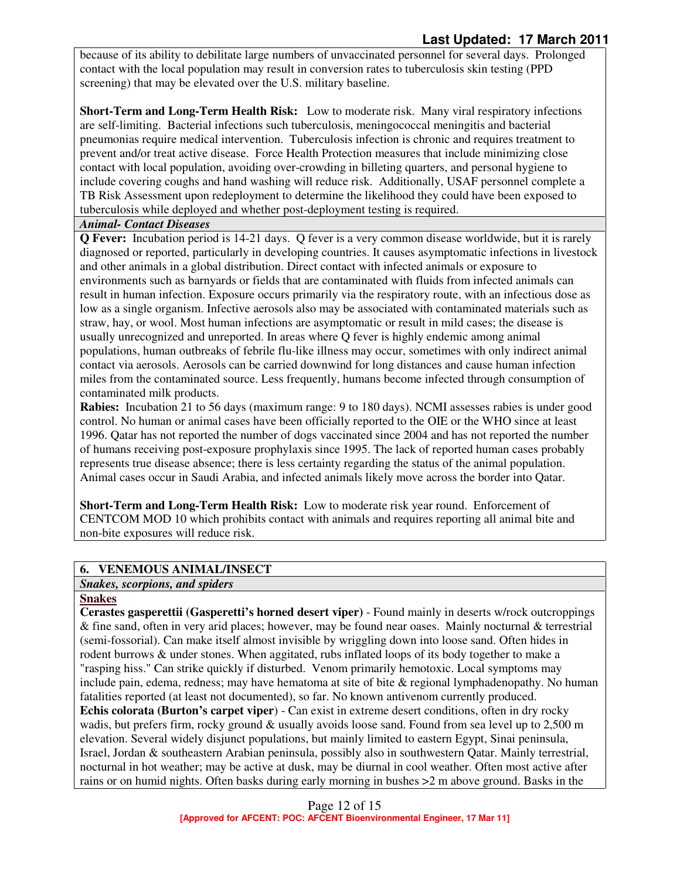because of its ability to debilitate large numbers of unvaccinated personnel for several days. Prolonged contact with the local population may result in conversion rates to tuberculosis skin testing (PPD screening) that may be elevated over the U.S. military baseline.

**Short-Term and Long-Term Health Risk:** Low to moderate risk. Many viral respiratory infections are self-limiting. Bacterial infections such tuberculosis, meningococcal meningitis and bacterial pneumonias require medical intervention. Tuberculosis infection is chronic and requires treatment to prevent and/or treat active disease. Force Health Protection measures that include minimizing close contact with local population, avoiding over-crowding in billeting quarters, and personal hygiene to include covering coughs and hand washing will reduce risk. Additionally, USAF personnel complete a TB Risk Assessment upon redeployment to determine the likelihood they could have been exposed to tuberculosis while deployed and whether post-deployment testing is required.

***Animal- Contact Diseases***

**Q Fever:** Incubation period is 14-21 days. Q fever is a very common disease worldwide, but it is rarely diagnosed or reported, particularly in developing countries. It causes asymptomatic infections in livestock and other animals in a global distribution. Direct contact with infected animals or exposure to environments such as barnyards or fields that are contaminated with fluids from infected animals can result in human infection. Exposure occurs primarily via the respiratory route, with an infectious dose as low as a single organism. Infective aerosols also may be associated with contaminated materials such as straw, hay, or wool. Most human infections are asymptomatic or result in mild cases; the disease is usually unrecognized and unreported. In areas where Q fever is highly endemic among animal populations, human outbreaks of febrile flu-like illness may occur, sometimes with only indirect animal contact via aerosols. Aerosols can be carried downwind for long distances and cause human infection miles from the contaminated source. Less frequently, humans become infected through consumption of contaminated milk products.

**Rabies:** Incubation 21 to 56 days (maximum range: 9 to 180 days). NCMI assesses rabies is under good control. No human or animal cases have been officially reported to the OIE or the WHO since at least 1996. Qatar has not reported the number of dogs vaccinated since 2004 and has not reported the number of humans receiving post-exposure prophylaxis since 1995. The lack of reported human cases probably represents true disease absence; there is less certainty regarding the status of the animal population. Animal cases occur in Saudi Arabia, and infected animals likely move across the border into Qatar.

**Short-Term and Long-Term Health Risk:** Low to moderate risk year round. Enforcement of CENTCOM MOD 10 which prohibits contact with animals and requires reporting all animal bite and non-bite exposures will reduce risk.

## 6. VENEMOUS ANIMAL/INSECT

***Snakes, scorpions, and spiders***

**Snakes**

**Cerastes gasperettii (Gasperetti's horned desert viper)** - Found mainly in deserts w/rock outcroppings & fine sand, often in very arid places; however, may be found near oases. Mainly nocturnal & terrestrial (semi-fossorial). Can make itself almost invisible by wriggling down into loose sand. Often hides in rodent burrows & under stones. When aggitated, rubs inflated loops of its body together to make a "rasping hiss." Can strike quickly if disturbed. Venom primarily hemotoxic. Local symptoms may include pain, edema, redness; may have hematoma at site of bite & regional lymphadenopathy. No human fatalities reported (at least not documented), so far. No known antivenom currently produced.

**Echis colorata (Burton's carpet viper)** - Can exist in extreme desert conditions, often in dry rocky wadis, but prefers firm, rocky ground & usually avoids loose sand. Found from sea level up to 2,500 m elevation. Several widely disjunct populations, but mainly limited to eastern Egypt, Sinai peninsula, Israel, Jordan & southeastern Arabian peninsula, possibly also in southwestern Qatar. Mainly terrestrial, nocturnal in hot weather; may be active at dusk, may be diurnal in cool weather. Often most active after rains or on humid nights. Often basks during early morning in bushes >2 m above ground. Basks in the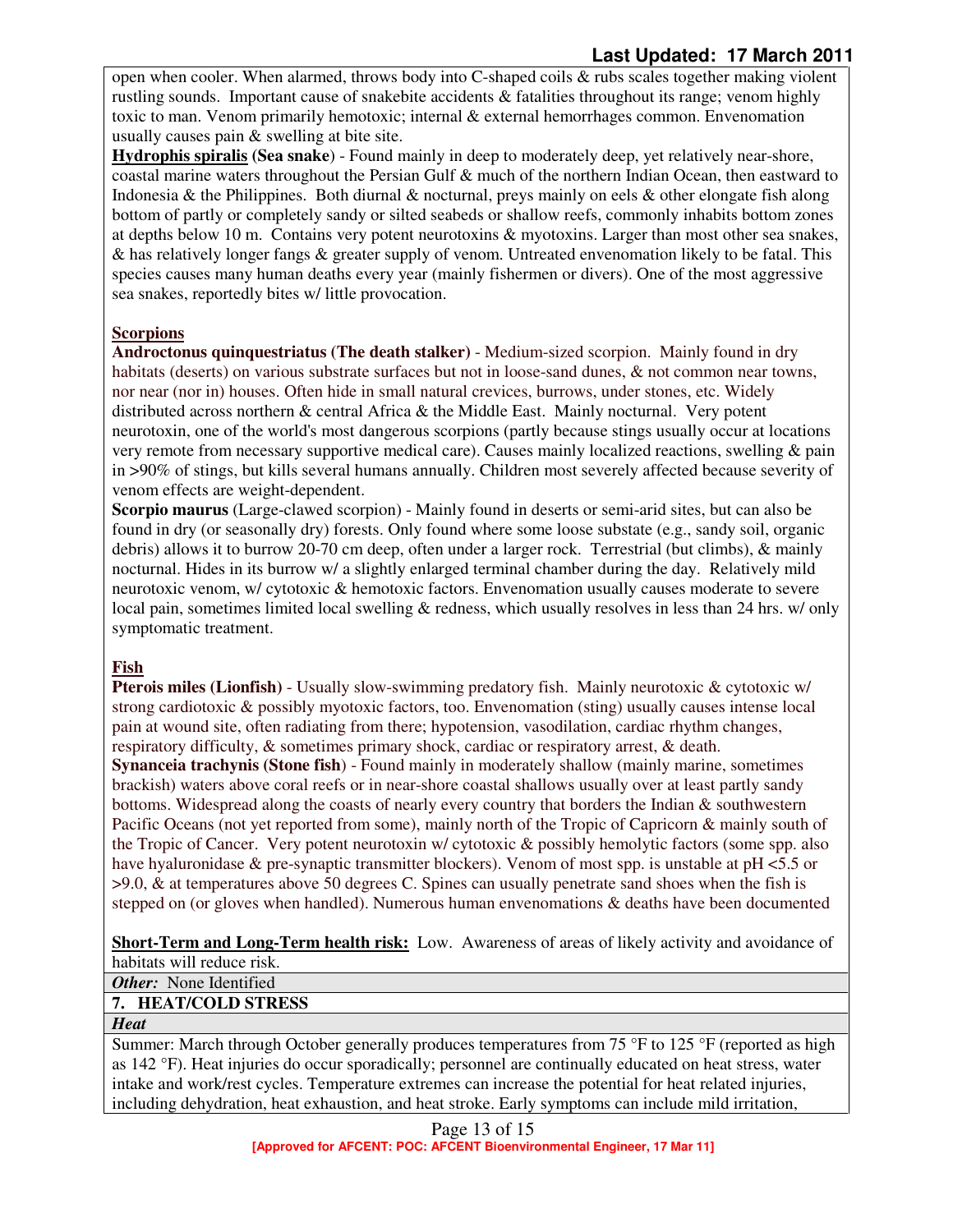open when cooler. When alarmed, throws body into C-shaped coils & rubs scales together making violent rustling sounds. Important cause of snakebite accidents & fatalities throughout its range; venom highly toxic to man. Venom primarily hemotoxic; internal & external hemorrhages common. Envenomation usually causes pain & swelling at bite site.

**Hydrophis spiralis (Sea snake)** - Found mainly in deep to moderately deep, yet relatively near-shore, coastal marine waters throughout the Persian Gulf & much of the northern Indian Ocean, then eastward to Indonesia & the Philippines. Both diurnal & nocturnal, preys mainly on eels & other elongate fish along bottom of partly or completely sandy or silted seabeds or shallow reefs, commonly inhabits bottom zones at depths below 10 m. Contains very potent neurotoxins & myotoxins. Larger than most other sea snakes, & has relatively longer fangs & greater supply of venom. Untreated envenomation likely to be fatal. This species causes many human deaths every year (mainly fishermen or divers). One of the most aggressive sea snakes, reportedly bites w/ little provocation.

**Scorpions**

**Androctonus quinquestriatus (The death stalker)** - Medium-sized scorpion. Mainly found in dry habitats (deserts) on various substrate surfaces but not in loose-sand dunes, & not common near towns, nor near (nor in) houses. Often hide in small natural crevices, burrows, under stones, etc. Widely distributed across northern & central Africa & the Middle East. Mainly nocturnal. Very potent neurotoxin, one of the world's most dangerous scorpions (partly because stings usually occur at locations very remote from necessary supportive medical care). Causes mainly localized reactions, swelling & pain in >90% of stings, but kills several humans annually. Children most severely affected because severity of venom effects are weight-dependent.

**Scorpio maurus** (Large-clawed scorpion) - Mainly found in deserts or semi-arid sites, but can also be found in dry (or seasonally dry) forests. Only found where some loose substate (e.g., sandy soil, organic debris) allows it to burrow 20-70 cm deep, often under a larger rock. Terrestrial (but climbs), & mainly nocturnal. Hides in its burrow w/ a slightly enlarged terminal chamber during the day. Relatively mild neurotoxic venom, w/ cytotoxic & hemotoxic factors. Envenomation usually causes moderate to severe local pain, sometimes limited local swelling & redness, which usually resolves in less than 24 hrs. w/ only symptomatic treatment.

**Fish**

**Pterois miles (Lionfish)** - Usually slow-swimming predatory fish. Mainly neurotoxic & cytotoxic w/ strong cardiotoxic & possibly myotoxic factors, too. Envenomation (sting) usually causes intense local pain at wound site, often radiating from there; hypotension, vasodilation, cardiac rhythm changes, respiratory difficulty, & sometimes primary shock, cardiac or respiratory arrest, & death.

**Synanceia trachynis (Stone fish)** - Found mainly in moderately shallow (mainly marine, sometimes brackish) waters above coral reefs or in near-shore coastal shallows usually over at least partly sandy bottoms. Widespread along the coasts of nearly every country that borders the Indian & southwestern Pacific Oceans (not yet reported from some), mainly north of the Tropic of Capricorn & mainly south of the Tropic of Cancer. Very potent neurotoxin w/ cytotoxic & possibly hemolytic factors (some spp. also have hyaluronidase & pre-synaptic transmitter blockers). Venom of most spp. is unstable at pH <5.5 or >9.0, & at temperatures above 50 degrees C. Spines can usually penetrate sand shoes when the fish is stepped on (or gloves when handled). Numerous human envenomations & deaths have been documented

**Short-Term and Long-Term health risk:** Low. Awareness of areas of likely activity and avoidance of habitats will reduce risk.

***Other:*** None Identified

## 7. HEAT/COLD STRESS

***Heat***

Summer: March through October generally produces temperatures from 75 °F to 125 °F (reported as high as 142 °F). Heat injuries do occur sporadically; personnel are continually educated on heat stress, water intake and work/rest cycles. Temperature extremes can increase the potential for heat related injuries, including dehydration, heat exhaustion, and heat stroke. Early symptoms can include mild irritation,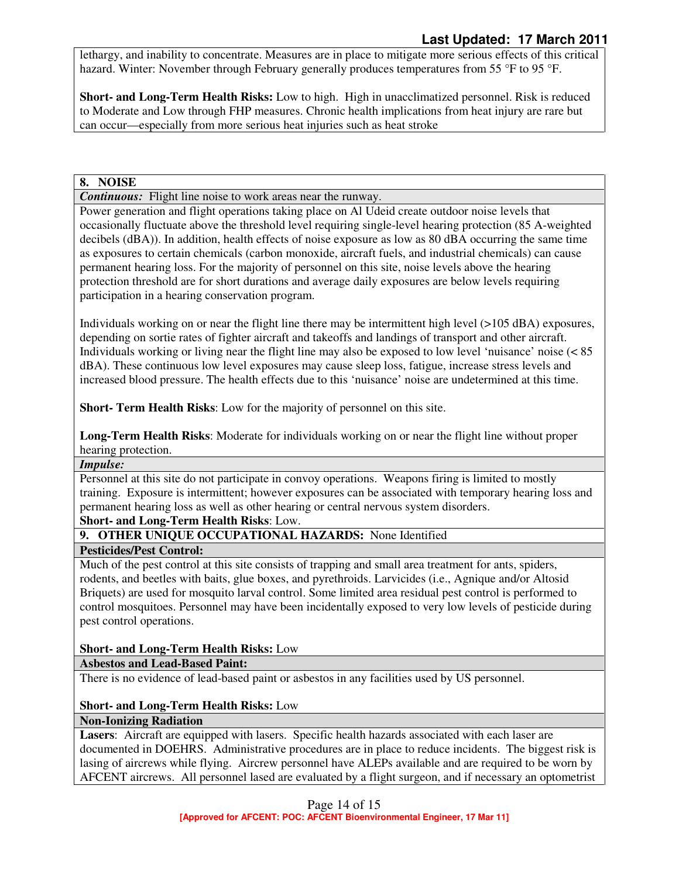lethargy, and inability to concentrate. Measures are in place to mitigate more serious effects of this critical hazard. Winter: November through February generally produces temperatures from 55 °F to 95 °F.

**Short- and Long-Term Health Risks:** Low to high. High in unacclimatized personnel. Risk is reduced to Moderate and Low through FHP measures. Chronic health implications from heat injury are rare but can occur—especially from more serious heat injuries such as heat stroke

## 8. NOISE

***Continuous:*** Flight line noise to work areas near the runway.

Power generation and flight operations taking place on Al Udeid create outdoor noise levels that occasionally fluctuate above the threshold level requiring single-level hearing protection (85 A-weighted decibels (dBA)). In addition, health effects of noise exposure as low as 80 dBA occurring the same time as exposures to certain chemicals (carbon monoxide, aircraft fuels, and industrial chemicals) can cause permanent hearing loss. For the majority of personnel on this site, noise levels above the hearing protection threshold are for short durations and average daily exposures are below levels requiring participation in a hearing conservation program.

Individuals working on or near the flight line there may be intermittent high level (>105 dBA) exposures, depending on sortie rates of fighter aircraft and takeoffs and landings of transport and other aircraft. Individuals working or living near the flight line may also be exposed to low level 'nuisance' noise (< 85 dBA). These continuous low level exposures may cause sleep loss, fatigue, increase stress levels and increased blood pressure. The health effects due to this 'nuisance' noise are undetermined at this time.

**Short- Term Health Risks**: Low for the majority of personnel on this site.

**Long-Term Health Risks**: Moderate for individuals working on or near the flight line without proper hearing protection.

***Impulse:***

Personnel at this site do not participate in convoy operations. Weapons firing is limited to mostly training. Exposure is intermittent; however exposures can be associated with temporary hearing loss and permanent hearing loss as well as other hearing or central nervous system disorders.

**Short- and Long-Term Health Risks**: Low.

## 9. OTHER UNIQUE OCCUPATIONAL HAZARDS: None Identified

**Pesticides/Pest Control:**

Much of the pest control at this site consists of trapping and small area treatment for ants, spiders, rodents, and beetles with baits, glue boxes, and pyrethroids. Larvicides (i.e., Agnique and/or Altosid Briquets) are used for mosquito larval control. Some limited area residual pest control is performed to control mosquitoes. Personnel may have been incidentally exposed to very low levels of pesticide during pest control operations.

**Short- and Long-Term Health Risks:** Low

**Asbestos and Lead-Based Paint:**

There is no evidence of lead-based paint or asbestos in any facilities used by US personnel.

**Short- and Long-Term Health Risks:** Low

**Non-Ionizing Radiation**

**Lasers**: Aircraft are equipped with lasers. Specific health hazards associated with each laser are documented in DOEHRS. Administrative procedures are in place to reduce incidents. The biggest risk is lasing of aircrews while flying. Aircrew personnel have ALEPs available and are required to be worn by AFCENT aircrews. All personnel lased are evaluated by a flight surgeon, and if necessary an optometrist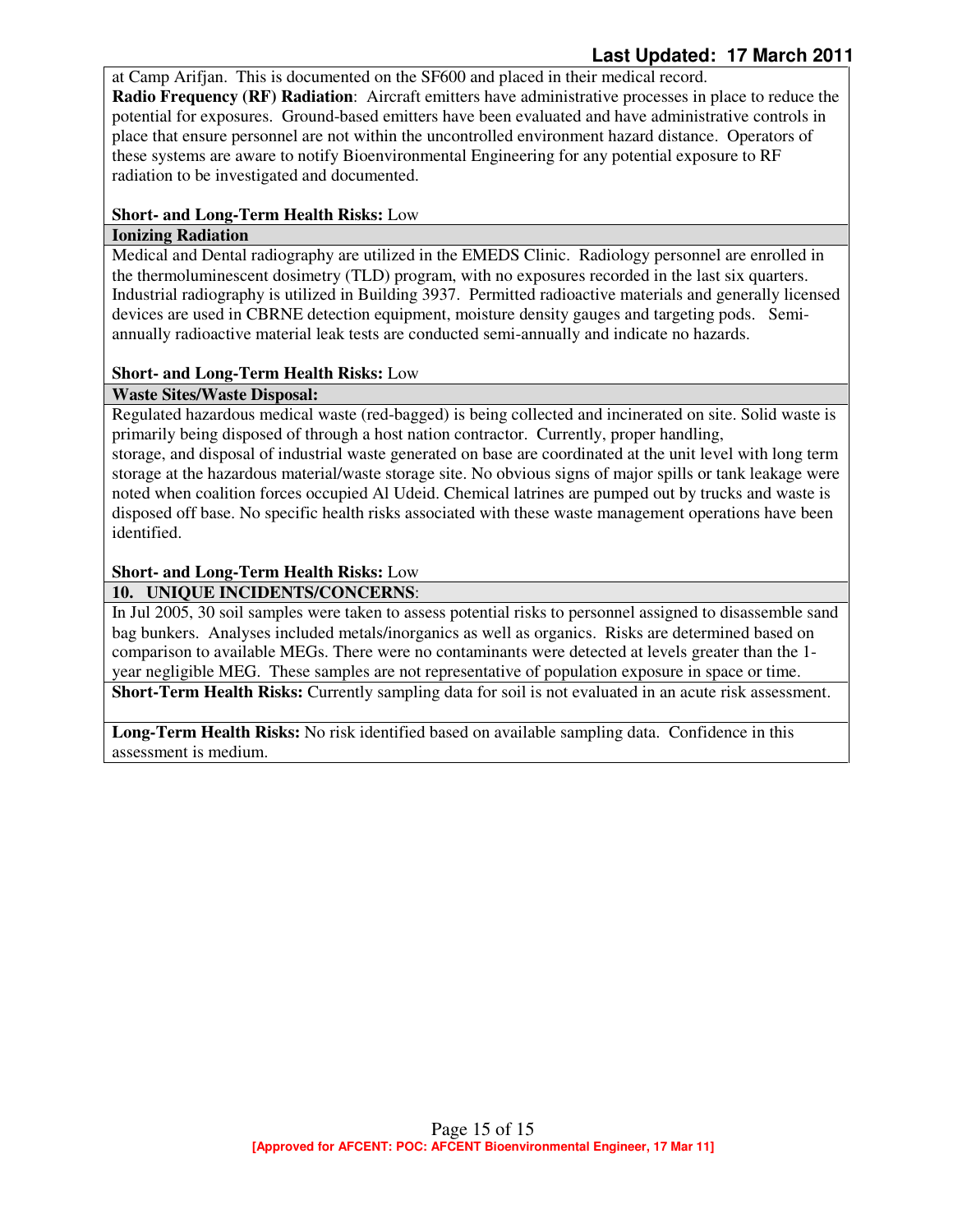at Camp Arifjan. This is documented on the SF600 and placed in their medical record.

**Radio Frequency (RF) Radiation**: Aircraft emitters have administrative processes in place to reduce the potential for exposures. Ground-based emitters have been evaluated and have administrative controls in place that ensure personnel are not within the uncontrolled environment hazard distance. Operators of these systems are aware to notify Bioenvironmental Engineering for any potential exposure to RF radiation to be investigated and documented.

**Short- and Long-Term Health Risks:** Low

**Ionizing Radiation**

Medical and Dental radiography are utilized in the EMEDS Clinic. Radiology personnel are enrolled in the thermoluminescent dosimetry (TLD) program, with no exposures recorded in the last six quarters. Industrial radiography is utilized in Building 3937. Permitted radioactive materials and generally licensed devices are used in CBRNE detection equipment, moisture density gauges and targeting pods. Semi-annually radioactive material leak tests are conducted semi-annually and indicate no hazards.

**Short- and Long-Term Health Risks:** Low

**Waste Sites/Waste Disposal:**

Regulated hazardous medical waste (red-bagged) is being collected and incinerated on site. Solid waste is primarily being disposed of through a host nation contractor. Currently, proper handling, storage, and disposal of industrial waste generated on base are coordinated at the unit level with long term storage at the hazardous material/waste storage site. No obvious signs of major spills or tank leakage were noted when coalition forces occupied Al Udeid. Chemical latrines are pumped out by trucks and waste is disposed off base. No specific health risks associated with these waste management operations have been identified.

**Short- and Long-Term Health Risks:** Low

**10. UNIQUE INCIDENTS/CONCERNS**:

In Jul 2005, 30 soil samples were taken to assess potential risks to personnel assigned to disassemble sand bag bunkers. Analyses included metals/inorganics as well as organics. Risks are determined based on comparison to available MEGs. There were no contaminants were detected at levels greater than the 1-year negligible MEG. These samples are not representative of population exposure in space or time.

**Short-Term Health Risks:** Currently sampling data for soil is not evaluated in an acute risk assessment.

**Long-Term Health Risks:** No risk identified based on available sampling data. Confidence in this assessment is medium.